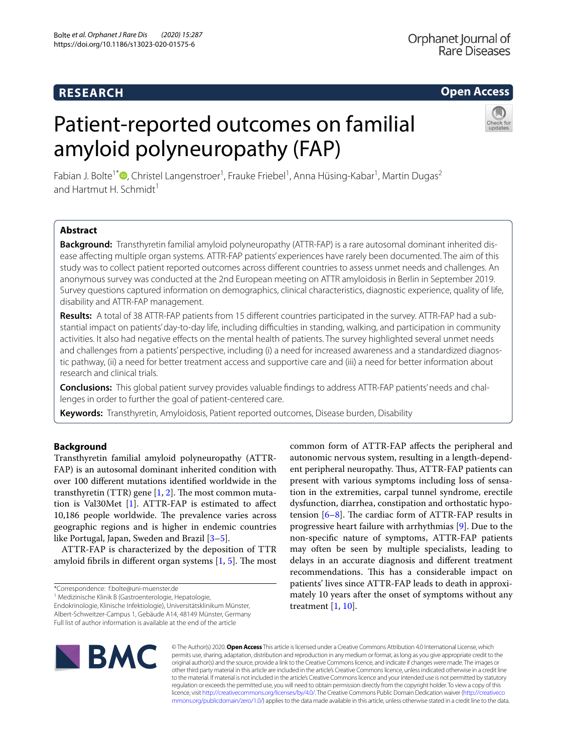RESEARCH

Open Access

# Patient-reported outcomes on familial amyloid polyneuropathy (FAP)

Fabian J. Bolte[1*], Christel Langenstroer[1], Frauke Friebel[1], Anna Hüsing-Kabar[1], Martin Dugas[2] and Hartmut H. Schmidt[1]

## Abstract

**Background:** Transthyretin familial amyloid polyneuropathy (ATTR-FAP) is a rare autosomal dominant inherited disease affecting multiple organ systems. ATTR-FAP patients' experiences have rarely been documented. The aim of this study was to collect patient reported outcomes across different countries to assess unmet needs and challenges. An anonymous survey was conducted at the 2nd European meeting on ATTR amyloidosis in Berlin in September 2019. Survey questions captured information on demographics, clinical characteristics, diagnostic experience, quality of life, disability and ATTR-FAP management.

**Results:** A total of 38 ATTR-FAP patients from 15 different countries participated in the survey. ATTR-FAP had a substantial impact on patients' day-to-day life, including difficulties in standing, walking, and participation in community activities. It also had negative effects on the mental health of patients. The survey highlighted several unmet needs and challenges from a patients' perspective, including (i) a need for increased awareness and a standardized diagnostic pathway, (ii) a need for better treatment access and supportive care and (iii) a need for better information about research and clinical trials.

**Conclusions:** This global patient survey provides valuable findings to address ATTR-FAP patients' needs and challenges in order to further the goal of patient-centered care.

**Keywords:** Transthyretin, Amyloidosis, Patient reported outcomes, Disease burden, Disability

## Background

Transthyretin familial amyloid polyneuropathy (ATTR-FAP) is an autosomal dominant inherited condition with over 100 different mutations identified worldwide in the transthyretin (TTR) gene [1, 2]. The most common mutation is Val30Met [1]. ATTR-FAP is estimated to affect 10,186 people worldwide. The prevalence varies across geographic regions and is higher in endemic countries like Portugal, Japan, Sweden and Brazil [3–5].

ATTR-FAP is characterized by the deposition of TTR amyloid fibrils in different organ systems [1, 5]. The most common form of ATTR-FAP affects the peripheral and autonomic nervous system, resulting in a length-dependent peripheral neuropathy. Thus, ATTR-FAP patients can present with various symptoms including loss of sensation in the extremities, carpal tunnel syndrome, erectile dysfunction, diarrhea, constipation and orthostatic hypotension [6–8]. The cardiac form of ATTR-FAP results in progressive heart failure with arrhythmias [9]. Due to the non-specific nature of symptoms, ATTR-FAP patients may often be seen by multiple specialists, leading to delays in an accurate diagnosis and different treatment recommendations. This has a considerable impact on patients' lives since ATTR-FAP leads to death in approximately 10 years after the onset of symptoms without any treatment [1, 10].

*Correspondence: f.bolte@uni-muenster.de

[1] Medizinische Klinik B (Gastroenterologie, Hepatologie, Endokrinologie, Klinische Infektiologie), Universitätsklinikum Münster, Albert-Schweitzer-Campus 1, Gebäude A14, 48149 Münster, Germany

Full list of author information is available at the end of the article

© The Author(s) 2020. **Open Access** This article is licensed under a Creative Commons Attribution 4.0 International License, which permits use, sharing, adaptation, distribution and reproduction in any medium or format, as long as you give appropriate credit to the original author(s) and the source, provide a link to the Creative Commons licence, and indicate if changes were made. The images or other third party material in this article are included in the article's Creative Commons licence, unless indicated otherwise in a credit line to the material. If material is not included in the article's Creative Commons licence and your intended use is not permitted by statutory regulation or exceeds the permitted use, you will need to obtain permission directly from the copyright holder. To view a copy of this licence, visit http://creativecommons.org/licenses/by/4.0/. The Creative Commons Public Domain Dedication waiver (http://creativecommons.org/publicdomain/zero/1.0/) applies to the data made available in this article, unless otherwise stated in a credit line to the data.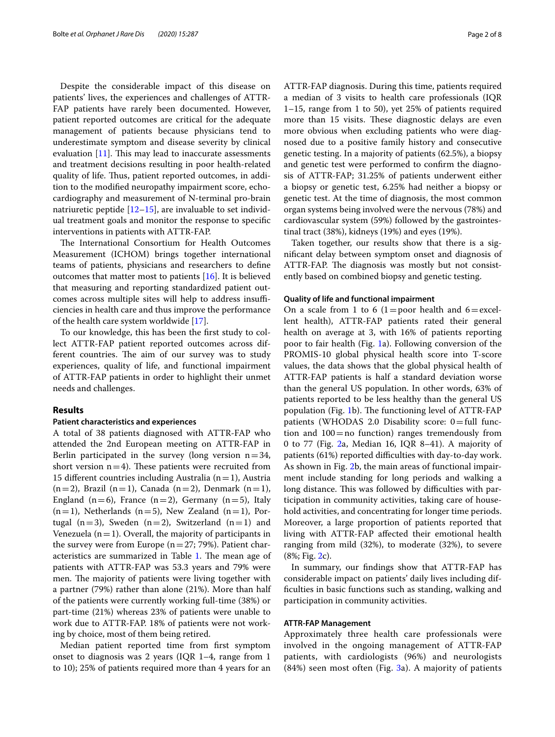Despite the considerable impact of this disease on patients' lives, the experiences and challenges of ATTR-FAP patients have rarely been documented. However, patient reported outcomes are critical for the adequate management of patients because physicians tend to underestimate symptom and disease severity by clinical evaluation [11]. This may lead to inaccurate assessments and treatment decisions resulting in poor health-related quality of life. Thus, patient reported outcomes, in addition to the modified neuropathy impairment score, echocardiography and measurement of N-terminal pro-brain natriuretic peptide [12–15], are invaluable to set individual treatment goals and monitor the response to specific interventions in patients with ATTR-FAP.

The International Consortium for Health Outcomes Measurement (ICHOM) brings together international teams of patients, physicians and researchers to define outcomes that matter most to patients [16]. It is believed that measuring and reporting standardized patient outcomes across multiple sites will help to address insufficiencies in health care and thus improve the performance of the health care system worldwide [17].

To our knowledge, this has been the first study to collect ATTR-FAP patient reported outcomes across different countries. The aim of our survey was to study experiences, quality of life, and functional impairment of ATTR-FAP patients in order to highlight their unmet needs and challenges.

## Results

### Patient characteristics and experiences

A total of 38 patients diagnosed with ATTR-FAP who attended the 2nd European meeting on ATTR-FAP in Berlin participated in the survey (long version n = 34, short version n = 4). These patients were recruited from 15 different countries including Australia (n = 1), Austria (n = 2), Brazil (n = 1), Canada (n = 2), Denmark (n = 1), England (n = 6), France (n = 2), Germany (n = 5), Italy (n = 1), Netherlands (n = 5), New Zealand (n = 1), Portugal (n = 3), Sweden (n = 2), Switzerland (n = 1) and Venezuela (n = 1). Overall, the majority of participants in the survey were from Europe (n = 27; 79%). Patient characteristics are summarized in Table 1. The mean age of patients with ATTR-FAP was 53.3 years and 79% were men. The majority of patients were living together with a partner (79%) rather than alone (21%). More than half of the patients were currently working full-time (38%) or part-time (21%) whereas 23% of patients were unable to work due to ATTR-FAP. 18% of patients were not working by choice, most of them being retired.

Median patient reported time from first symptom onset to diagnosis was 2 years (IQR 1–4, range from 1 to 10); 25% of patients required more than 4 years for an ATTR-FAP diagnosis. During this time, patients required a median of 3 visits to health care professionals (IQR 1–15, range from 1 to 50), yet 25% of patients required more than 15 visits. These diagnostic delays are even more obvious when excluding patients who were diagnosed due to a positive family history and consecutive genetic testing. In a majority of patients (62.5%), a biopsy and genetic test were performed to confirm the diagnosis of ATTR-FAP; 31.25% of patients underwent either a biopsy or genetic test, 6.25% had neither a biopsy or genetic test. At the time of diagnosis, the most common organ systems being involved were the nervous (78%) and cardiovascular system (59%) followed by the gastrointestinal tract (38%), kidneys (19%) and eyes (19%).

Taken together, our results show that there is a significant delay between symptom onset and diagnosis of ATTR-FAP. The diagnosis was mostly but not consistently based on combined biopsy and genetic testing.

### Quality of life and functional impairment

On a scale from 1 to 6 (1 = poor health and 6 = excellent health), ATTR-FAP patients rated their general health on average at 3, with 16% of patients reporting poor to fair health (Fig. 1a). Following conversion of the PROMIS-10 global physical health score into T-score values, the data shows that the global physical health of ATTR-FAP patients is half a standard deviation worse than the general US population. In other words, 63% of patients reported to be less healthy than the general US population (Fig. 1b). The functioning level of ATTR-FAP patients (WHODAS 2.0 Disability score: 0 = full function and 100 = no function) ranges tremendously from 0 to 77 (Fig. 2a, Median 16, IQR 8–41). A majority of patients (61%) reported difficulties with day-to-day work. As shown in Fig. 2b, the main areas of functional impairment include standing for long periods and walking a long distance. This was followed by difficulties with participation in community activities, taking care of household activities, and concentrating for longer time periods. Moreover, a large proportion of patients reported that living with ATTR-FAP affected their emotional health ranging from mild (32%), to moderate (32%), to severe (8%; Fig. 2c).

In summary, our findings show that ATTR-FAP has considerable impact on patients' daily lives including difficulties in basic functions such as standing, walking and participation in community activities.

### ATTR-FAP Management

Approximately three health care professionals were involved in the ongoing management of ATTR-FAP patients, with cardiologists (96%) and neurologists (84%) seen most often (Fig. 3a). A majority of patients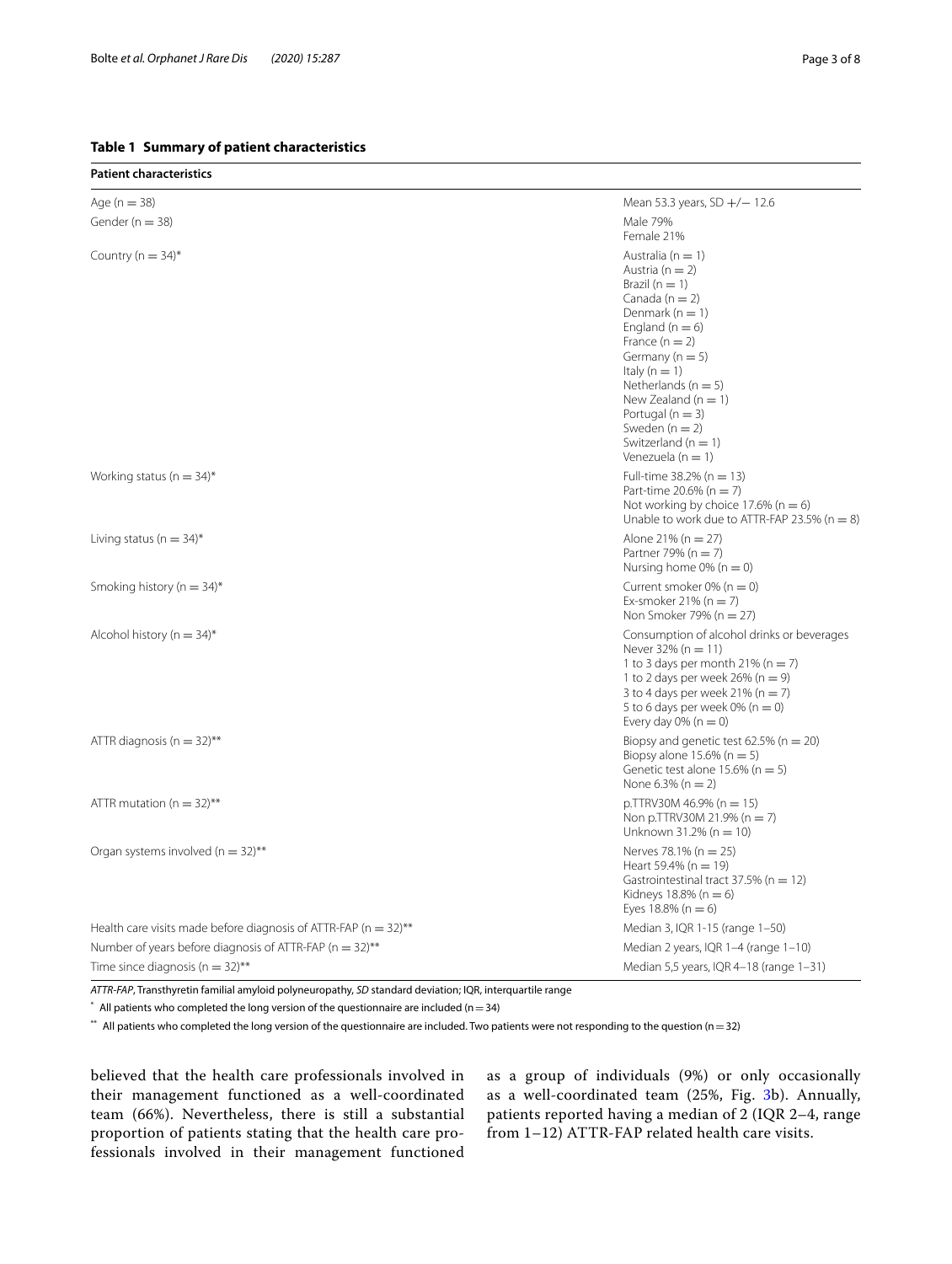**Table 1 Summary of patient characteristics**

| Patient characteristics | |
|---|---|
| Age (n = 38) | Mean 53.3 years, SD +/− 12.6 |
| Gender (n = 38) | Male 79%<br>Female 21% |
| Country (n = 34)* | Australia (n = 1)<br>Austria (n = 2)<br>Brazil (n = 1)<br>Canada (n = 2)<br>Denmark (n = 1)<br>England (n = 6)<br>France (n = 2)<br>Germany (n = 5)<br>Italy (n = 1)<br>Netherlands (n = 5)<br>New Zealand (n = 1)<br>Portugal (n = 3)<br>Sweden (n = 2)<br>Switzerland (n = 1)<br>Venezuela (n = 1) |
| Working status (n = 34)* | Full-time 38.2% (n = 13)<br>Part-time 20.6% (n = 7)<br>Not working by choice 17.6% (n = 6)<br>Unable to work due to ATTR-FAP 23.5% (n = 8) |
| Living status (n = 34)* | Alone 21% (n = 27)<br>Partner 79% (n = 7)<br>Nursing home 0% (n = 0) |
| Smoking history (n = 34)* | Current smoker 0% (n = 0)<br>Ex-smoker 21% (n = 7)<br>Non Smoker 79% (n = 27) |
| Alcohol history (n = 34)* | Consumption of alcohol drinks or beverages<br>Never 32% (n = 11)<br>1 to 3 days per month 21% (n = 7)<br>1 to 2 days per week 26% (n = 9)<br>3 to 4 days per week 21% (n = 7)<br>5 to 6 days per week 0% (n = 0)<br>Every day 0% (n = 0) |
| ATTR diagnosis (n = 32)** | Biopsy and genetic test 62.5% (n = 20)<br>Biopsy alone 15.6% (n = 5)<br>Genetic test alone 15.6% (n = 5)<br>None 6.3% (n = 2) |
| ATTR mutation (n = 32)** | p.TTRV30M 46.9% (n = 15)<br>Non p.TTRV30M 21.9% (n = 7)<br>Unknown 31.2% (n = 10) |
| Organ systems involved (n = 32)** | Nerves 78.1% (n = 25)<br>Heart 59.4% (n = 19)<br>Gastrointestinal tract 37.5% (n = 12)<br>Kidneys 18.8% (n = 6)<br>Eyes 18.8% (n = 6) |
| Health care visits made before diagnosis of ATTR-FAP (n = 32)** | Median 3, IQR 1-15 (range 1–50) |
| Number of years before diagnosis of ATTR-FAP (n = 32)** | Median 2 years, IQR 1–4 (range 1–10) |
| Time since diagnosis (n = 32)** | Median 5,5 years, IQR 4–18 (range 1–31) |

*ATTR-FAP*, Transthyretin familial amyloid polyneuropathy, *SD* standard deviation; IQR, interquartile range

\* All patients who completed the long version of the questionnaire are included (n = 34)

\*\* All patients who completed the long version of the questionnaire are included. Two patients were not responding to the question (n = 32)

believed that the health care professionals involved in their management functioned as a well-coordinated team (66%). Nevertheless, there is still a substantial proportion of patients stating that the health care professionals involved in their management functioned as a group of individuals (9%) or only occasionally as a well-coordinated team (25%, Fig. 3b). Annually, patients reported having a median of 2 (IQR 2–4, range from 1–12) ATTR-FAP related health care visits.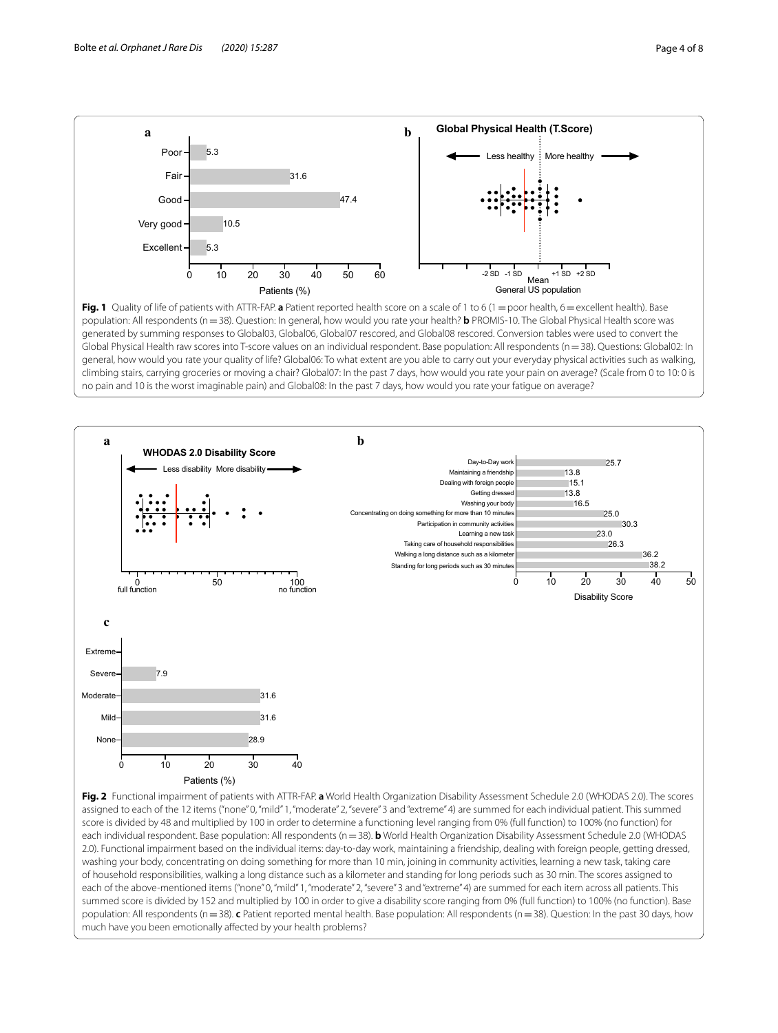**Fig. 1** Quality of life of patients with ATTR-FAP. **a** Patient reported health score on a scale of 1 to 6 (1 = poor health, 6 = excellent health). Base population: All respondents (n = 38). Question: In general, how would you rate your health? **b** PROMIS-10. The Global Physical Health score was generated by summing responses to Global03, Global06, Global07 rescored, and Global08 rescored. Conversion tables were used to convert the Global Physical Health raw scores into T-score values on an individual respondent. Base population: All respondents (n = 38). Questions: Global02: In general, how would you rate your quality of life? Global06: To what extent are you able to carry out your everyday physical activities such as walking, climbing stairs, carrying groceries or moving a chair? Global07: In the past 7 days, how would you rate your pain on average? (Scale from 0 to 10: 0 is no pain and 10 is the worst imaginable pain) and Global08: In the past 7 days, how would you rate your fatigue on average?

**Fig. 2** Functional impairment of patients with ATTR-FAP. **a** World Health Organization Disability Assessment Schedule 2.0 (WHODAS 2.0). The scores assigned to each of the 12 items ("none" 0, "mild" 1, "moderate" 2, "severe" 3 and "extreme" 4) are summed for each individual patient. This summed score is divided by 48 and multiplied by 100 in order to determine a functioning level ranging from 0% (full function) to 100% (no function) for each individual respondent. Base population: All respondents (n = 38). **b** World Health Organization Disability Assessment Schedule 2.0 (WHODAS 2.0). Functional impairment based on the individual items: day-to-day work, maintaining a friendship, dealing with foreign people, getting dressed, washing your body, concentrating on doing something for more than 10 min, joining in community activities, learning a new task, taking care of household responsibilities, walking a long distance such as a kilometer and standing for long periods such as 30 min. The scores assigned to each of the above-mentioned items ("none" 0, "mild" 1, "moderate" 2, "severe" 3 and "extreme" 4) are summed for each item across all patients. This summed score is divided by 152 and multiplied by 100 in order to give a disability score ranging from 0% (full function) to 100% (no function). Base population: All respondents (n = 38). **c** Patient reported mental health. Base population: All respondents (n = 38). Question: In the past 30 days, how much have you been emotionally affected by your health problems?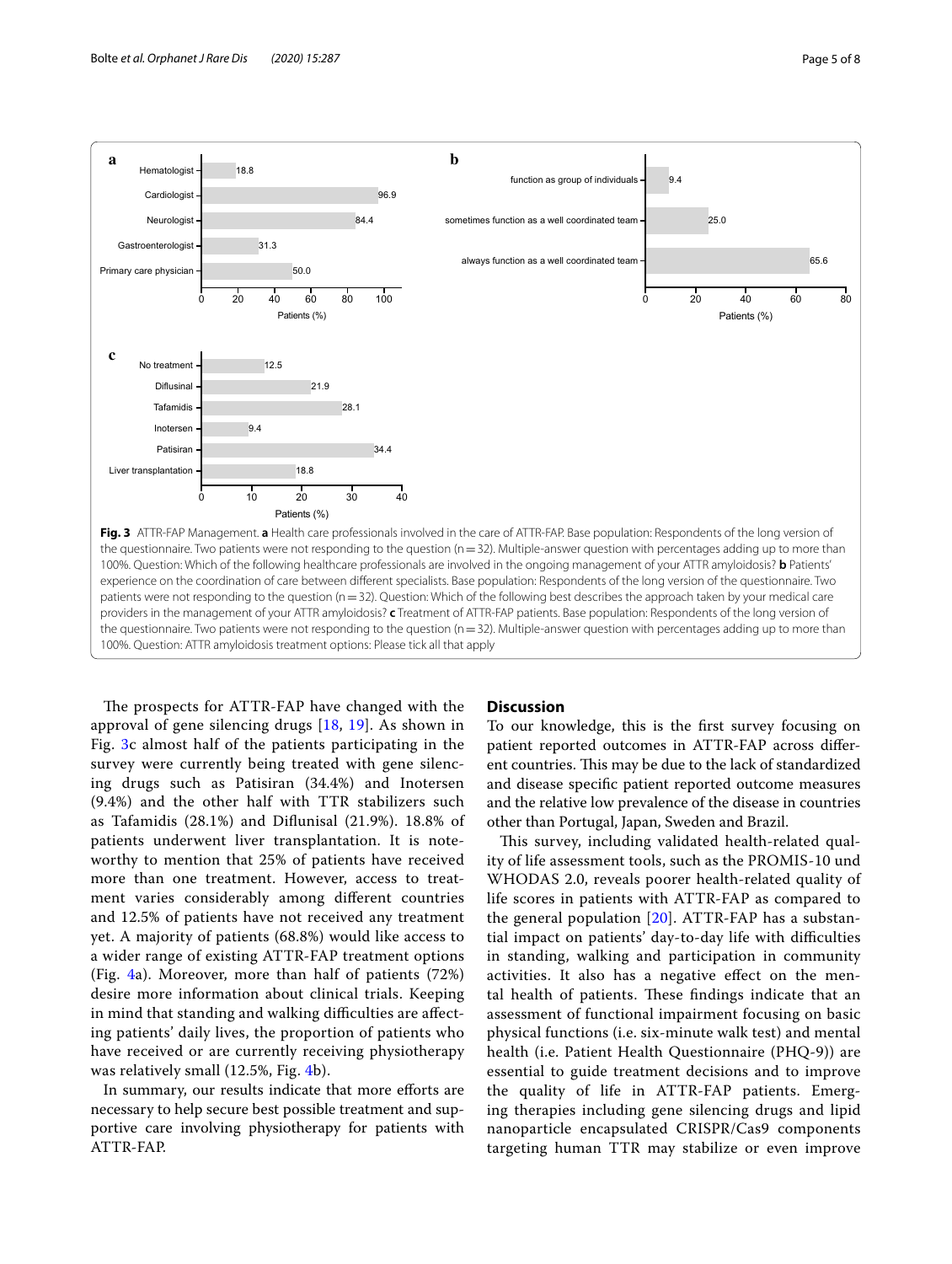**Fig. 3** ATTR-FAP Management. **a** Health care professionals involved in the care of ATTR-FAP. Base population: Respondents of the long version of the questionnaire. Two patients were not responding to the question (n = 32). Multiple-answer question with percentages adding up to more than 100%. Question: Which of the following healthcare professionals are involved in the ongoing management of your ATTR amyloidosis? **b** Patients' experience on the coordination of care between different specialists. Base population: Respondents of the long version of the questionnaire. Two patients were not responding to the question (n = 32). Question: Which of the following best describes the approach taken by your medical care providers in the management of your ATTR amyloidosis? **c** Treatment of ATTR-FAP patients. Base population: Respondents of the long version of the questionnaire. Two patients were not responding to the question (n = 32). Multiple-answer question with percentages adding up to more than 100%. Question: ATTR amyloidosis treatment options: Please tick all that apply

The prospects for ATTR-FAP have changed with the approval of gene silencing drugs [18, 19]. As shown in Fig. 3c almost half of the patients participating in the survey were currently being treated with gene silencing drugs such as Patisiran (34.4%) and Inotersen (9.4%) and the other half with TTR stabilizers such as Tafamidis (28.1%) and Diflunisal (21.9%). 18.8% of patients underwent liver transplantation. It is noteworthy to mention that 25% of patients have received more than one treatment. However, access to treatment varies considerably among different countries and 12.5% of patients have not received any treatment yet. A majority of patients (68.8%) would like access to a wider range of existing ATTR-FAP treatment options (Fig. 4a). Moreover, more than half of patients (72%) desire more information about clinical trials. Keeping in mind that standing and walking difficulties are affecting patients' daily lives, the proportion of patients who have received or are currently receiving physiotherapy was relatively small (12.5%, Fig. 4b).

In summary, our results indicate that more efforts are necessary to help secure best possible treatment and supportive care involving physiotherapy for patients with ATTR-FAP.

## Discussion

To our knowledge, this is the first survey focusing on patient reported outcomes in ATTR-FAP across different countries. This may be due to the lack of standardized and disease specific patient reported outcome measures and the relative low prevalence of the disease in countries other than Portugal, Japan, Sweden and Brazil.

This survey, including validated health-related quality of life assessment tools, such as the PROMIS-10 und WHODAS 2.0, reveals poorer health-related quality of life scores in patients with ATTR-FAP as compared to the general population [20]. ATTR-FAP has a substantial impact on patients' day-to-day life with difficulties in standing, walking and participation in community activities. It also has a negative effect on the mental health of patients. These findings indicate that an assessment of functional impairment focusing on basic physical functions (i.e. six-minute walk test) and mental health (i.e. Patient Health Questionnaire (PHQ-9)) are essential to guide treatment decisions and to improve the quality of life in ATTR-FAP patients. Emerging therapies including gene silencing drugs and lipid nanoparticle encapsulated CRISPR/Cas9 components targeting human TTR may stabilize or even improve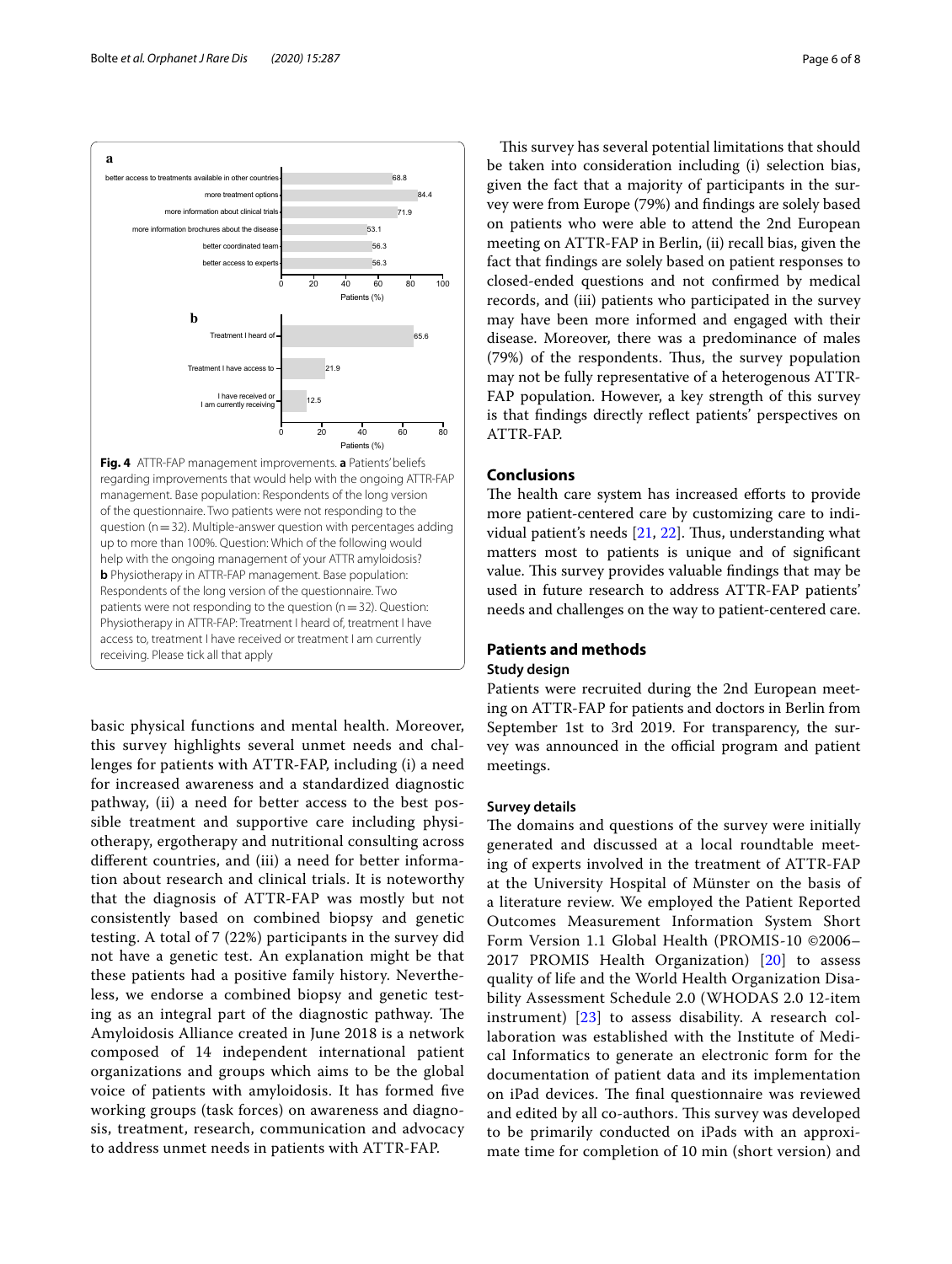Fig. 4 ATTR-FAP management improvements. **a** Patients' beliefs regarding improvements that would help with the ongoing ATTR-FAP management. Base population: Respondents of the long version of the questionnaire. Two patients were not responding to the question (n = 32). Multiple-answer question with percentages adding up to more than 100%. Question: Which of the following would help with the ongoing management of your ATTR amyloidosis? **b** Physiotherapy in ATTR-FAP management. Base population: Respondents of the long version of the questionnaire. Two patients were not responding to the question (n = 32). Question: Physiotherapy in ATTR-FAP: Treatment I heard of, treatment I have access to, treatment I have received or treatment I am currently receiving. Please tick all that apply

basic physical functions and mental health. Moreover, this survey highlights several unmet needs and challenges for patients with ATTR-FAP, including (i) a need for increased awareness and a standardized diagnostic pathway, (ii) a need for better access to the best possible treatment and supportive care including physiotherapy, ergotherapy and nutritional consulting across different countries, and (iii) a need for better information about research and clinical trials. It is noteworthy that the diagnosis of ATTR-FAP was mostly but not consistently based on combined biopsy and genetic testing. A total of 7 (22%) participants in the survey did not have a genetic test. An explanation might be that these patients had a positive family history. Nevertheless, we endorse a combined biopsy and genetic testing as an integral part of the diagnostic pathway. The Amyloidosis Alliance created in June 2018 is a network composed of 14 independent international patient organizations and groups which aims to be the global voice of patients with amyloidosis. It has formed five working groups (task forces) on awareness and diagnosis, treatment, research, communication and advocacy to address unmet needs in patients with ATTR-FAP.

This survey has several potential limitations that should be taken into consideration including (i) selection bias, given the fact that a majority of participants in the survey were from Europe (79%) and findings are solely based on patients who were able to attend the 2nd European meeting on ATTR-FAP in Berlin, (ii) recall bias, given the fact that findings are solely based on patient responses to closed-ended questions and not confirmed by medical records, and (iii) patients who participated in the survey may have been more informed and engaged with their disease. Moreover, there was a predominance of males (79%) of the respondents. Thus, the survey population may not be fully representative of a heterogenous ATTR-FAP population. However, a key strength of this survey is that findings directly reflect patients' perspectives on ATTR-FAP.

## Conclusions

The health care system has increased efforts to provide more patient-centered care by customizing care to individual patient's needs [21, 22]. Thus, understanding what matters most to patients is unique and of significant value. This survey provides valuable findings that may be used in future research to address ATTR-FAP patients' needs and challenges on the way to patient-centered care.

## Patients and methods

### Study design

Patients were recruited during the 2nd European meeting on ATTR-FAP for patients and doctors in Berlin from September 1st to 3rd 2019. For transparency, the survey was announced in the official program and patient meetings.

### Survey details

The domains and questions of the survey were initially generated and discussed at a local roundtable meeting of experts involved in the treatment of ATTR-FAP at the University Hospital of Münster on the basis of a literature review. We employed the Patient Reported Outcomes Measurement Information System Short Form Version 1.1 Global Health (PROMIS-10 ©2006–2017 PROMIS Health Organization) [20] to assess quality of life and the World Health Organization Disability Assessment Schedule 2.0 (WHODAS 2.0 12-item instrument) [23] to assess disability. A research collaboration was established with the Institute of Medical Informatics to generate an electronic form for the documentation of patient data and its implementation on iPad devices. The final questionnaire was reviewed and edited by all co-authors. This survey was developed to be primarily conducted on iPads with an approximate time for completion of 10 min (short version) and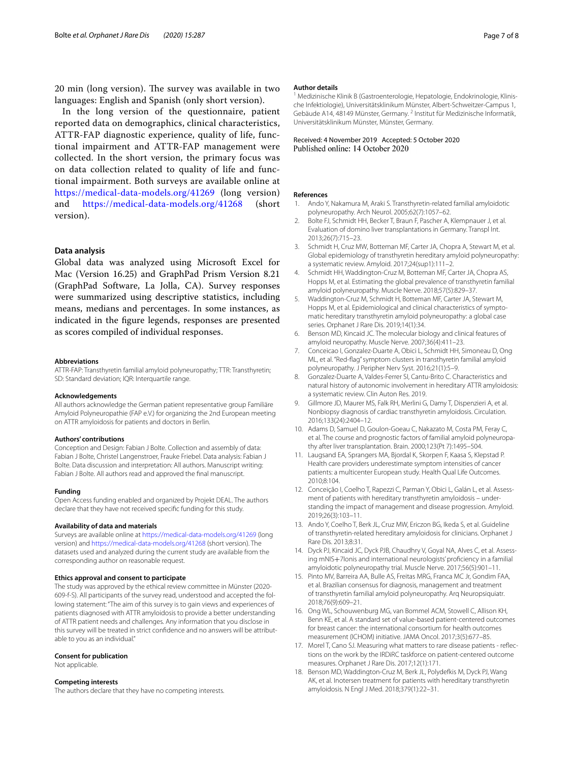20 min (long version). The survey was available in two languages: English and Spanish (only short version).

In the long version of the questionnaire, patient reported data on demographics, clinical characteristics, ATTR-FAP diagnostic experience, quality of life, functional impairment and ATTR-FAP management were collected. In the short version, the primary focus was on data collection related to quality of life and functional impairment. Both surveys are available online at https://medical-data-models.org/41269 (long version) and https://medical-data-models.org/41268 (short version).

### Data analysis

Global data was analyzed using Microsoft Excel for Mac (Version 16.25) and GraphPad Prism Version 8.21 (GraphPad Software, La Jolla, CA). Survey responses were summarized using descriptive statistics, including means, medians and percentages. In some instances, as indicated in the figure legends, responses are presented as scores compiled of individual responses.

#### Abbreviations

ATTR-FAP: Transthyretin familial amyloid polyneuropathy; TTR: Transthyretin; SD: Standard deviation; IQR: Interquartile range.

#### Acknowledgements

All authors acknowledge the German patient representative group Familiäre Amyloid Polyneuropathie (FAP e.V.) for organizing the 2nd European meeting on ATTR amyloidosis for patients and doctors in Berlin.

#### Authors' contributions

Conception and Design: Fabian J Bolte. Collection and assembly of data: Fabian J Bolte, Christel Langenstroer, Frauke Friebel. Data analysis: Fabian J Bolte. Data discussion and interpretation: All authors. Manuscript writing: Fabian J Bolte. All authors read and approved the final manuscript.

#### Funding

Open Access funding enabled and organized by Projekt DEAL. The authors declare that they have not received specific funding for this study.

#### Availability of data and materials

Surveys are available online at https://medical-data-models.org/41269 (long version) and https://medical-data-models.org/41268 (short version). The datasets used and analyzed during the current study are available from the corresponding author on reasonable request.

#### Ethics approval and consent to participate

The study was approved by the ethical review committee in Münster (2020-609-f-S). All participants of the survey read, understood and accepted the following statement: "The aim of this survey is to gain views and experiences of patients diagnosed with ATTR amyloidosis to provide a better understanding of ATTR patient needs and challenges. Any information that you disclose in this survey will be treated in strict confidence and no answers will be attributable to you as an individual."

#### Consent for publication

Not applicable.

#### Competing interests

The authors declare that they have no competing interests.

#### Author details

[1] Medizinische Klinik B (Gastroenterologie, Hepatologie, Endokrinologie, Klinische Infektiologie), Universitätsklinikum Münster, Albert-Schweitzer-Campus 1, Gebäude A14, 48149 Münster, Germany. [2] Institut für Medizinische Informatik, Universitätsklinikum Münster, Münster, Germany.

Received: 4 November 2019 Accepted: 5 October 2020
Published online: 14 October 2020

#### References

1. Ando Y, Nakamura M, Araki S. Transthyretin-related familial amyloidotic polyneuropathy. Arch Neurol. 2005;62(7):1057–62.
2. Bolte FJ, Schmidt HH, Becker T, Braun F, Pascher A, Klempnauer J, et al. Evaluation of domino liver transplantations in Germany. Transpl Int. 2013;26(7):715–23.
3. Schmidt H, Cruz MW, Botteman MF, Carter JA, Chopra A, Stewart M, et al. Global epidemiology of transthyretin hereditary amyloid polyneuropathy: a systematic review. Amyloid. 2017;24(sup1):111–2.
4. Schmidt HH, Waddington-Cruz M, Botteman MF, Carter JA, Chopra AS, Hopps M, et al. Estimating the global prevalence of transthyretin familial amyloid polyneuropathy. Muscle Nerve. 2018;57(5):829–37.
5. Waddington-Cruz M, Schmidt H, Botteman MF, Carter JA, Stewart M, Hopps M, et al. Epidemiological and clinical characteristics of symptomatic hereditary transthyretin amyloid polyneuropathy: a global case series. Orphanet J Rare Dis. 2019;14(1):34.
6. Benson MD, Kincaid JC. The molecular biology and clinical features of amyloid neuropathy. Muscle Nerve. 2007;36(4):411–23.
7. Conceicao I, Gonzalez-Duarte A, Obici L, Schmidt HH, Simoneau D, Ong ML, et al. "Red-flag" symptom clusters in transthyretin familial amyloid polyneuropathy. J Peripher Nerv Syst. 2016;21(1):5–9.
8. Gonzalez-Duarte A, Valdes-Ferrer SI, Cantu-Brito C. Characteristics and natural history of autonomic involvement in hereditary ATTR amyloidosis: a systematic review. Clin Auton Res. 2019.
9. Gillmore JD, Maurer MS, Falk RH, Merlini G, Damy T, Dispenzieri A, et al. Nonbiopsy diagnosis of cardiac transthyretin amyloidosis. Circulation. 2016;133(24):2404–12.
10. Adams D, Samuel D, Goulon-Goeau C, Nakazato M, Costa PM, Feray C, et al. The course and prognostic factors of familial amyloid polyneuropathy after liver transplantation. Brain. 2000;123(Pt 7):1495–504.
11. Laugsand EA, Sprangers MA, Bjordal K, Skorpen F, Kaasa S, Klepstad P. Health care providers underestimate symptom intensities of cancer patients: a multicenter European study. Health Qual Life Outcomes. 2010;8:104.
12. Conceição I, Coelho T, Rapezzi C, Parman Y, Obici L, Galán L, et al. Assessment of patients with hereditary transthyretin amyloidosis – understanding the impact of management and disease progression. Amyloid. 2019;26(3):103–11.
13. Ando Y, Coelho T, Berk JL, Cruz MW, Ericzon BG, Ikeda S, et al. Guideline of transthyretin-related hereditary amyloidosis for clinicians. Orphanet J Rare Dis. 2013;8:31.
14. Dyck PJ, Kincaid JC, Dyck PJB, Chaudhry V, Goyal NA, Alves C, et al. Assessing mNIS+7Ionis and international neurologists' proficiency in a familial amyloidotic polyneuropathy trial. Muscle Nerve. 2017;56(5):901–11.
15. Pinto MV, Barreira AA, Bulle AS, Freitas MRG, Franca MC Jr, Gondim FAA, et al. Brazilian consensus for diagnosis, management and treatment of transthyretin familial amyloid polyneuropathy. Arq Neuropsiquiatr. 2018;76(9):609–21.
16. Ong WL, Schouwenburg MG, van Bommel ACM, Stowell C, Allison KH, Benn KE, et al. A standard set of value-based patient-centered outcomes for breast cancer: the international consortium for health outcomes measurement (ICHOM) initiative. JAMA Oncol. 2017;3(5):677–85.
17. Morel T, Cano SJ. Measuring what matters to rare disease patients - reflections on the work by the IRDiRC taskforce on patient-centered outcome measures. Orphanet J Rare Dis. 2017;12(1):171.
18. Benson MD, Waddington-Cruz M, Berk JL, Polydefkis M, Dyck PJ, Wang AK, et al. Inotersen treatment for patients with hereditary transthyretin amyloidosis. N Engl J Med. 2018;379(1):22–31.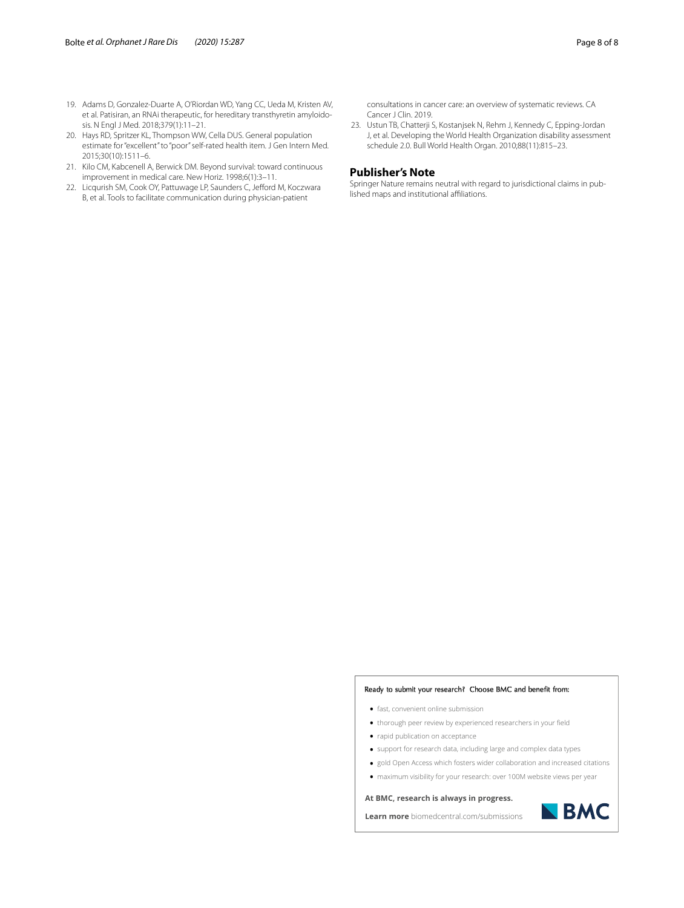19. Adams D, Gonzalez-Duarte A, O'Riordan WD, Yang CC, Ueda M, Kristen AV, et al. Patisiran, an RNAi therapeutic, for hereditary transthyretin amyloidosis. N Engl J Med. 2018;379(1):11–21.
20. Hays RD, Spritzer KL, Thompson WW, Cella DUS. General population estimate for "excellent" to "poor" self-rated health item. J Gen Intern Med. 2015;30(10):1511–6.
21. Kilo CM, Kabcenell A, Berwick DM. Beyond survival: toward continuous improvement in medical care. New Horiz. 1998;6(1):3–11.
22. Licqurish SM, Cook OY, Pattuwage LP, Saunders C, Jefford M, Koczwara B, et al. Tools to facilitate communication during physician-patient consultations in cancer care: an overview of systematic reviews. CA Cancer J Clin. 2019.
23. Ustun TB, Chatterji S, Kostanjsek N, Rehm J, Kennedy C, Epping-Jordan J, et al. Developing the World Health Organization disability assessment schedule 2.0. Bull World Health Organ. 2010;88(11):815–23.

## Publisher's Note

Springer Nature remains neutral with regard to jurisdictional claims in published maps and institutional affiliations.

Ready to submit your research? Choose BMC and benefit from:

- fast, convenient online submission
- thorough peer review by experienced researchers in your field
- rapid publication on acceptance
- support for research data, including large and complex data types
- gold Open Access which fosters wider collaboration and increased citations
- maximum visibility for your research: over 100M website views per year

**At BMC, research is always in progress.**

**Learn more** biomedcentral.com/submissions

BMC